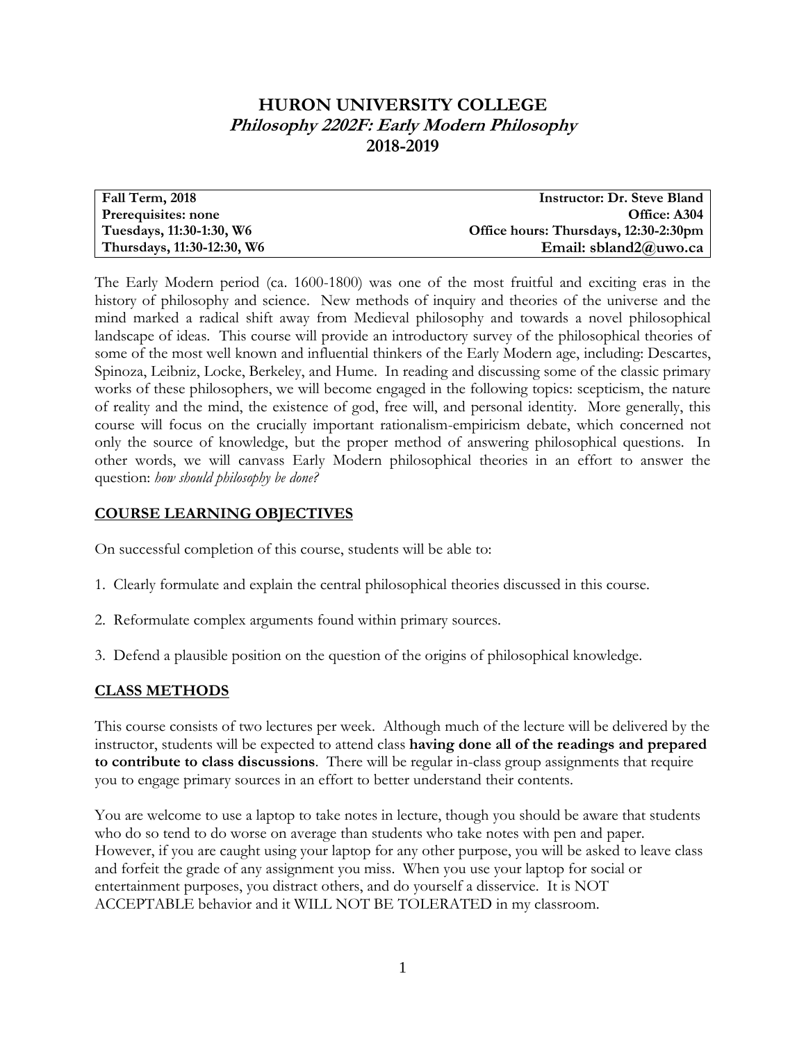# HURON UNIVERSITY COLLEGE
## *Philosophy 2202F: Early Modern Philosophy*
## 2018-2019

| **Fall Term, 2018** | **Instructor: Dr. Steve Bland** |
|---|---|
| **Prerequisites: none** | **Office: A304** |
| **Tuesdays, 11:30-1:30, W6** | **Office hours: Thursdays, 12:30-2:30pm** |
| **Thursdays, 11:30-12:30, W6** | **Email: sbland2@uwo.ca** |

The Early Modern period (ca. 1600-1800) was one of the most fruitful and exciting eras in the history of philosophy and science. New methods of inquiry and theories of the universe and the mind marked a radical shift away from Medieval philosophy and towards a novel philosophical landscape of ideas. This course will provide an introductory survey of the philosophical theories of some of the most well known and influential thinkers of the Early Modern age, including: Descartes, Spinoza, Leibniz, Locke, Berkeley, and Hume. In reading and discussing some of the classic primary works of these philosophers, we will become engaged in the following topics: scepticism, the nature of reality and the mind, the existence of god, free will, and personal identity. More generally, this course will focus on the crucially important rationalism-empiricism debate, which concerned not only the source of knowledge, but the proper method of answering philosophical questions. In other words, we will canvass Early Modern philosophical theories in an effort to answer the question: *how should philosophy be done?*

## COURSE LEARNING OBJECTIVES

On successful completion of this course, students will be able to:

1. Clearly formulate and explain the central philosophical theories discussed in this course.

2. Reformulate complex arguments found within primary sources.

3. Defend a plausible position on the question of the origins of philosophical knowledge.

## CLASS METHODS

This course consists of two lectures per week. Although much of the lecture will be delivered by the instructor, students will be expected to attend class **having done all of the readings and prepared to contribute to class discussions**. There will be regular in-class group assignments that require you to engage primary sources in an effort to better understand their contents.

You are welcome to use a laptop to take notes in lecture, though you should be aware that students who do so tend to do worse on average than students who take notes with pen and paper. However, if you are caught using your laptop for any other purpose, you will be asked to leave class and forfeit the grade of any assignment you miss. When you use your laptop for social or entertainment purposes, you distract others, and do yourself a disservice. It is NOT ACCEPTABLE behavior and it WILL NOT BE TOLERATED in my classroom.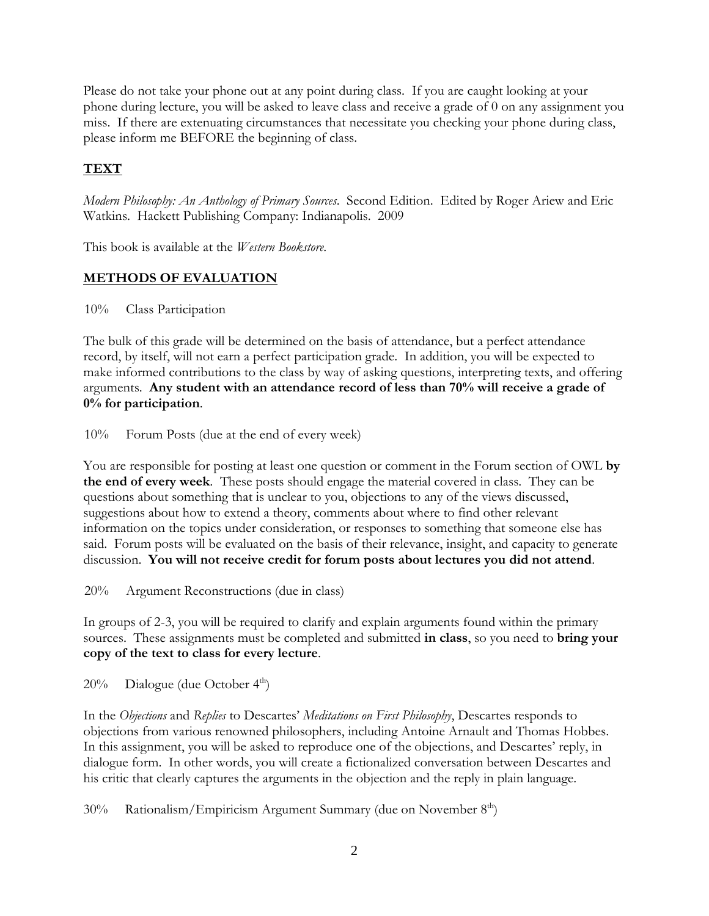Please do not take your phone out at any point during class. If you are caught looking at your phone during lecture, you will be asked to leave class and receive a grade of 0 on any assignment you miss. If there are extenuating circumstances that necessitate you checking your phone during class, please inform me BEFORE the beginning of class.

## **TEXT**

*Modern Philosophy: An Anthology of Primary Sources*. Second Edition. Edited by Roger Ariew and Eric Watkins. Hackett Publishing Company: Indianapolis. 2009

This book is available at the *Western Bookstore*.

## **METHODS OF EVALUATION**

10% Class Participation

The bulk of this grade will be determined on the basis of attendance, but a perfect attendance record, by itself, will not earn a perfect participation grade. In addition, you will be expected to make informed contributions to the class by way of asking questions, interpreting texts, and offering arguments. **Any student with an attendance record of less than 70% will receive a grade of 0% for participation**.

10% Forum Posts (due at the end of every week)

You are responsible for posting at least one question or comment in the Forum section of OWL **by the end of every week**. These posts should engage the material covered in class. They can be questions about something that is unclear to you, objections to any of the views discussed, suggestions about how to extend a theory, comments about where to find other relevant information on the topics under consideration, or responses to something that someone else has said. Forum posts will be evaluated on the basis of their relevance, insight, and capacity to generate discussion. **You will not receive credit for forum posts about lectures you did not attend**.

20% Argument Reconstructions (due in class)

In groups of 2-3, you will be required to clarify and explain arguments found within the primary sources. These assignments must be completed and submitted **in class**, so you need to **bring your copy of the text to class for every lecture**.

20% Dialogue (due October 4th)

In the *Objections* and *Replies* to Descartes' *Meditations on First Philosophy*, Descartes responds to objections from various renowned philosophers, including Antoine Arnault and Thomas Hobbes. In this assignment, you will be asked to reproduce one of the objections, and Descartes' reply, in dialogue form. In other words, you will create a fictionalized conversation between Descartes and his critic that clearly captures the arguments in the objection and the reply in plain language.

30% Rationalism/Empiricism Argument Summary (due on November 8th)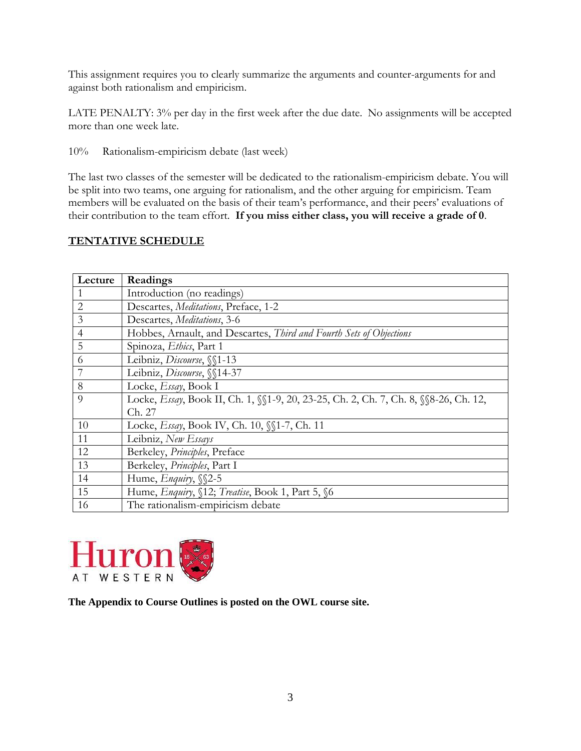This assignment requires you to clearly summarize the arguments and counter-arguments for and against both rationalism and empiricism.

LATE PENALTY: 3% per day in the first week after the due date. No assignments will be accepted more than one week late.

10% Rationalism-empiricism debate (last week)

The last two classes of the semester will be dedicated to the rationalism-empiricism debate. You will be split into two teams, one arguing for rationalism, and the other arguing for empiricism. Team members will be evaluated on the basis of their team's performance, and their peers' evaluations of their contribution to the team effort. **If you miss either class, you will receive a grade of 0**.

## TENTATIVE SCHEDULE

| Lecture | Readings |
|---|---|
| 1 | Introduction (no readings) |
| 2 | Descartes, *Meditations*, Preface, 1-2 |
| 3 | Descartes, *Meditations*, 3-6 |
| 4 | Hobbes, Arnault, and Descartes, *Third and Fourth Sets of Objections* |
| 5 | Spinoza, *Ethics*, Part 1 |
| 6 | Leibniz, *Discourse*, §§1-13 |
| 7 | Leibniz, *Discourse*, §§14-37 |
| 8 | Locke, *Essay*, Book I |
| 9 | Locke, *Essay*, Book II, Ch. 1, §§1-9, 20, 23-25, Ch. 2, Ch. 7, Ch. 8, §§8-26, Ch. 12, Ch. 27 |
| 10 | Locke, *Essay*, Book IV, Ch. 10, §§1-7, Ch. 11 |
| 11 | Leibniz, *New Essays* |
| 12 | Berkeley, *Principles*, Preface |
| 13 | Berkeley, *Principles*, Part I |
| 14 | Hume, *Enquiry*, §§2-5 |
| 15 | Hume, *Enquiry*, §12; *Treatise*, Book 1, Part 5, §6 |
| 16 | The rationalism-empiricism debate |

Huron AT WESTERN

**The Appendix to Course Outlines is posted on the OWL course site.**